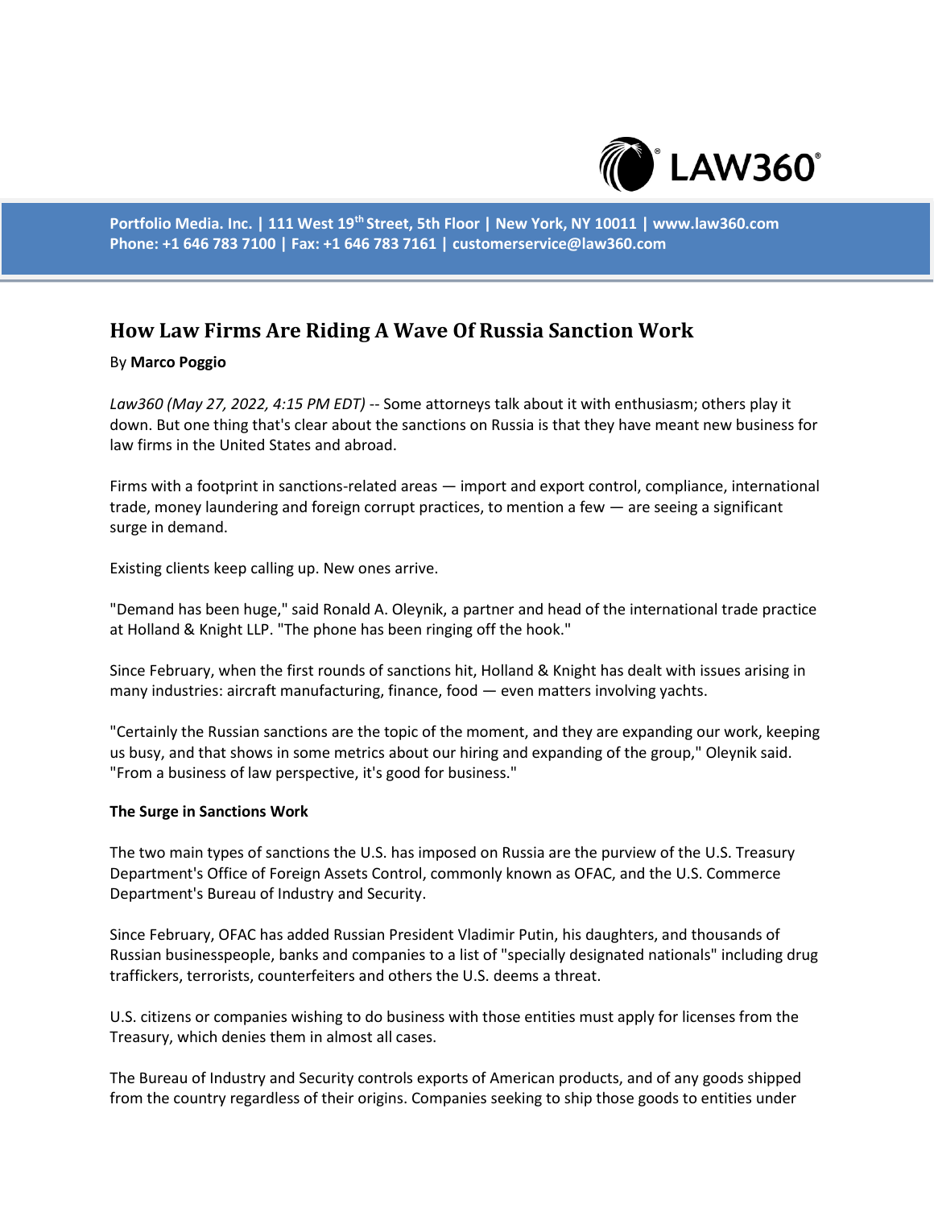# How Law Firms Are Riding A Wave Of Russia Sanction Work

By **Marco Poggio**

*Law360 (May 27, 2022, 4:15 PM EDT)* -- Some attorneys talk about it with enthusiasm; others play it down. But one thing that's clear about the sanctions on Russia is that they have meant new business for law firms in the United States and abroad.

Firms with a footprint in sanctions-related areas — import and export control, compliance, international trade, money laundering and foreign corrupt practices, to mention a few — are seeing a significant surge in demand.

Existing clients keep calling up. New ones arrive.

"Demand has been huge," said Ronald A. Oleynik, a partner and head of the international trade practice at Holland & Knight LLP. "The phone has been ringing off the hook."

Since February, when the first rounds of sanctions hit, Holland & Knight has dealt with issues arising in many industries: aircraft manufacturing, finance, food — even matters involving yachts.

"Certainly the Russian sanctions are the topic of the moment, and they are expanding our work, keeping us busy, and that shows in some metrics about our hiring and expanding of the group," Oleynik said. "From a business of law perspective, it's good for business."

**The Surge in Sanctions Work**

The two main types of sanctions the U.S. has imposed on Russia are the purview of the U.S. Treasury Department's Office of Foreign Assets Control, commonly known as OFAC, and the U.S. Commerce Department's Bureau of Industry and Security.

Since February, OFAC has added Russian President Vladimir Putin, his daughters, and thousands of Russian businesspeople, banks and companies to a list of "specially designated nationals" including drug traffickers, terrorists, counterfeiters and others the U.S. deems a threat.

U.S. citizens or companies wishing to do business with those entities must apply for licenses from the Treasury, which denies them in almost all cases.

The Bureau of Industry and Security controls exports of American products, and of any goods shipped from the country regardless of their origins. Companies seeking to ship those goods to entities under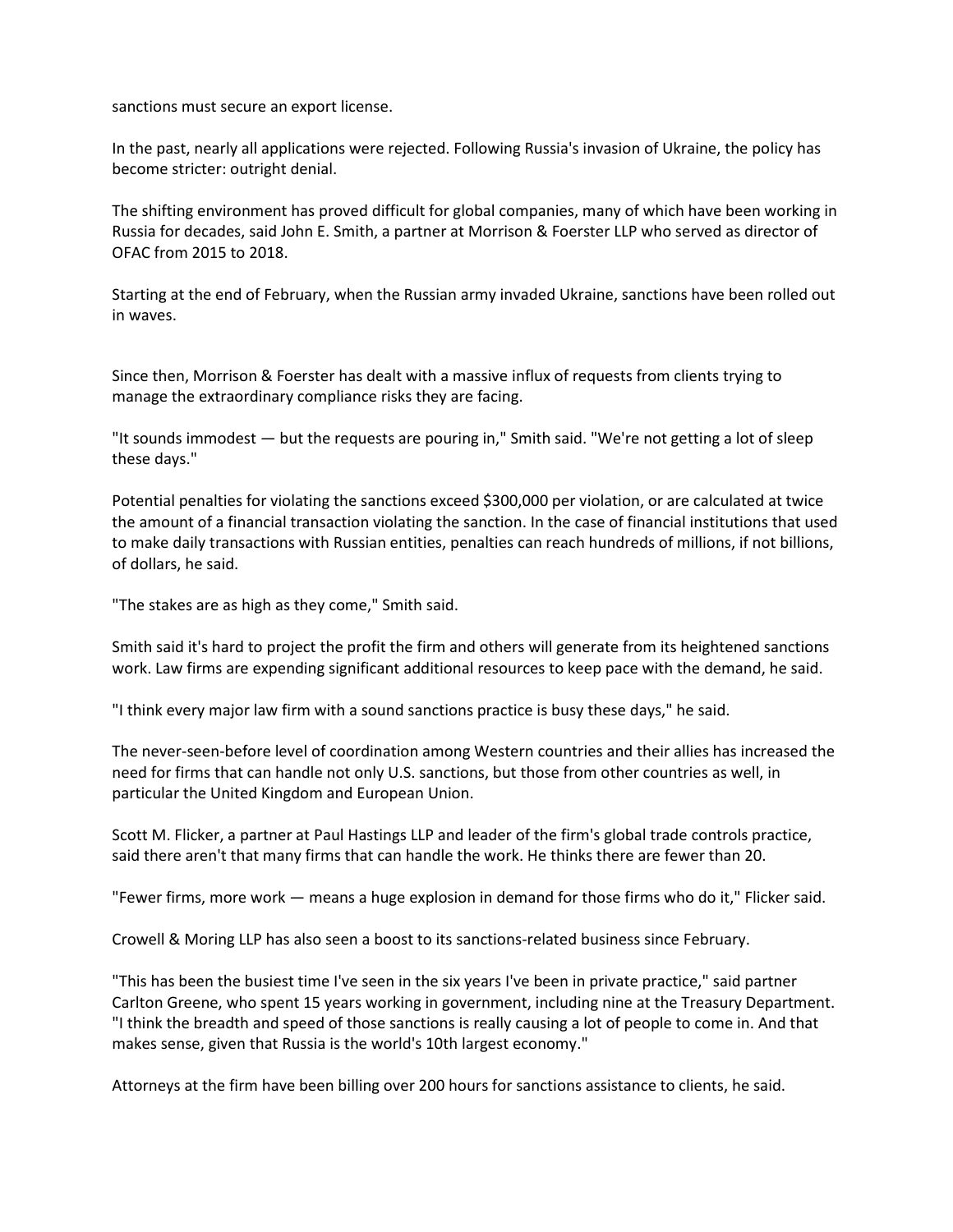sanctions must secure an export license.

In the past, nearly all applications were rejected. Following Russia's invasion of Ukraine, the policy has become stricter: outright denial.

The shifting environment has proved difficult for global companies, many of which have been working in Russia for decades, said John E. Smith, a partner at Morrison & Foerster LLP who served as director of OFAC from 2015 to 2018.

Starting at the end of February, when the Russian army invaded Ukraine, sanctions have been rolled out in waves.

Since then, Morrison & Foerster has dealt with a massive influx of requests from clients trying to manage the extraordinary compliance risks they are facing.

"It sounds immodest — but the requests are pouring in," Smith said. "We're not getting a lot of sleep these days."

Potential penalties for violating the sanctions exceed $300,000 per violation, or are calculated at twice the amount of a financial transaction violating the sanction. In the case of financial institutions that used to make daily transactions with Russian entities, penalties can reach hundreds of millions, if not billions, of dollars, he said.

"The stakes are as high as they come," Smith said.

Smith said it's hard to project the profit the firm and others will generate from its heightened sanctions work. Law firms are expending significant additional resources to keep pace with the demand, he said.

"I think every major law firm with a sound sanctions practice is busy these days," he said.

The never-seen-before level of coordination among Western countries and their allies has increased the need for firms that can handle not only U.S. sanctions, but those from other countries as well, in particular the United Kingdom and European Union.

Scott M. Flicker, a partner at Paul Hastings LLP and leader of the firm's global trade controls practice, said there aren't that many firms that can handle the work. He thinks there are fewer than 20.

"Fewer firms, more work — means a huge explosion in demand for those firms who do it," Flicker said.

Crowell & Moring LLP has also seen a boost to its sanctions-related business since February.

"This has been the busiest time I've seen in the six years I've been in private practice," said partner Carlton Greene, who spent 15 years working in government, including nine at the Treasury Department. "I think the breadth and speed of those sanctions is really causing a lot of people to come in. And that makes sense, given that Russia is the world's 10th largest economy."

Attorneys at the firm have been billing over 200 hours for sanctions assistance to clients, he said.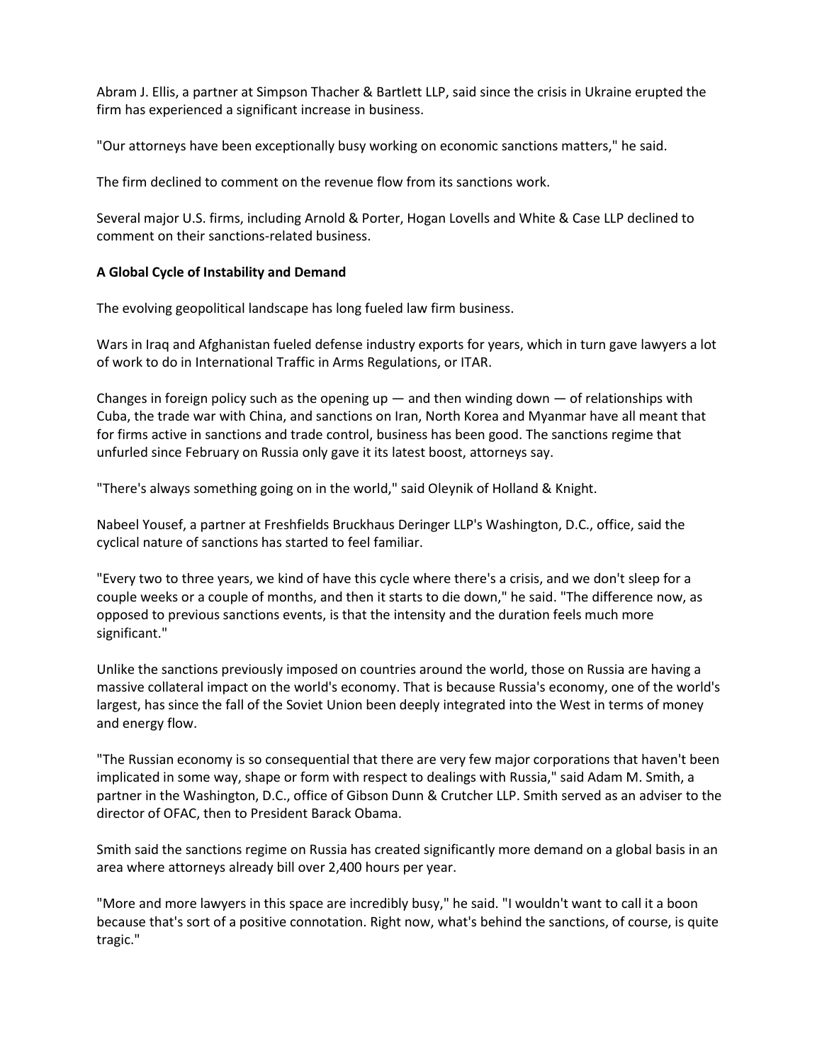Abram J. Ellis, a partner at Simpson Thacher & Bartlett LLP, said since the crisis in Ukraine erupted the firm has experienced a significant increase in business.

"Our attorneys have been exceptionally busy working on economic sanctions matters," he said.

The firm declined to comment on the revenue flow from its sanctions work.

Several major U.S. firms, including Arnold & Porter, Hogan Lovells and White & Case LLP declined to comment on their sanctions-related business.

**A Global Cycle of Instability and Demand**

The evolving geopolitical landscape has long fueled law firm business.

Wars in Iraq and Afghanistan fueled defense industry exports for years, which in turn gave lawyers a lot of work to do in International Traffic in Arms Regulations, or ITAR.

Changes in foreign policy such as the opening up — and then winding down — of relationships with Cuba, the trade war with China, and sanctions on Iran, North Korea and Myanmar have all meant that for firms active in sanctions and trade control, business has been good. The sanctions regime that unfurled since February on Russia only gave it its latest boost, attorneys say.

"There's always something going on in the world," said Oleynik of Holland & Knight.

Nabeel Yousef, a partner at Freshfields Bruckhaus Deringer LLP's Washington, D.C., office, said the cyclical nature of sanctions has started to feel familiar.

"Every two to three years, we kind of have this cycle where there's a crisis, and we don't sleep for a couple weeks or a couple of months, and then it starts to die down," he said. "The difference now, as opposed to previous sanctions events, is that the intensity and the duration feels much more significant."

Unlike the sanctions previously imposed on countries around the world, those on Russia are having a massive collateral impact on the world's economy. That is because Russia's economy, one of the world's largest, has since the fall of the Soviet Union been deeply integrated into the West in terms of money and energy flow.

"The Russian economy is so consequential that there are very few major corporations that haven't been implicated in some way, shape or form with respect to dealings with Russia," said Adam M. Smith, a partner in the Washington, D.C., office of Gibson Dunn & Crutcher LLP. Smith served as an adviser to the director of OFAC, then to President Barack Obama.

Smith said the sanctions regime on Russia has created significantly more demand on a global basis in an area where attorneys already bill over 2,400 hours per year.

"More and more lawyers in this space are incredibly busy," he said. "I wouldn't want to call it a boon because that's sort of a positive connotation. Right now, what's behind the sanctions, of course, is quite tragic."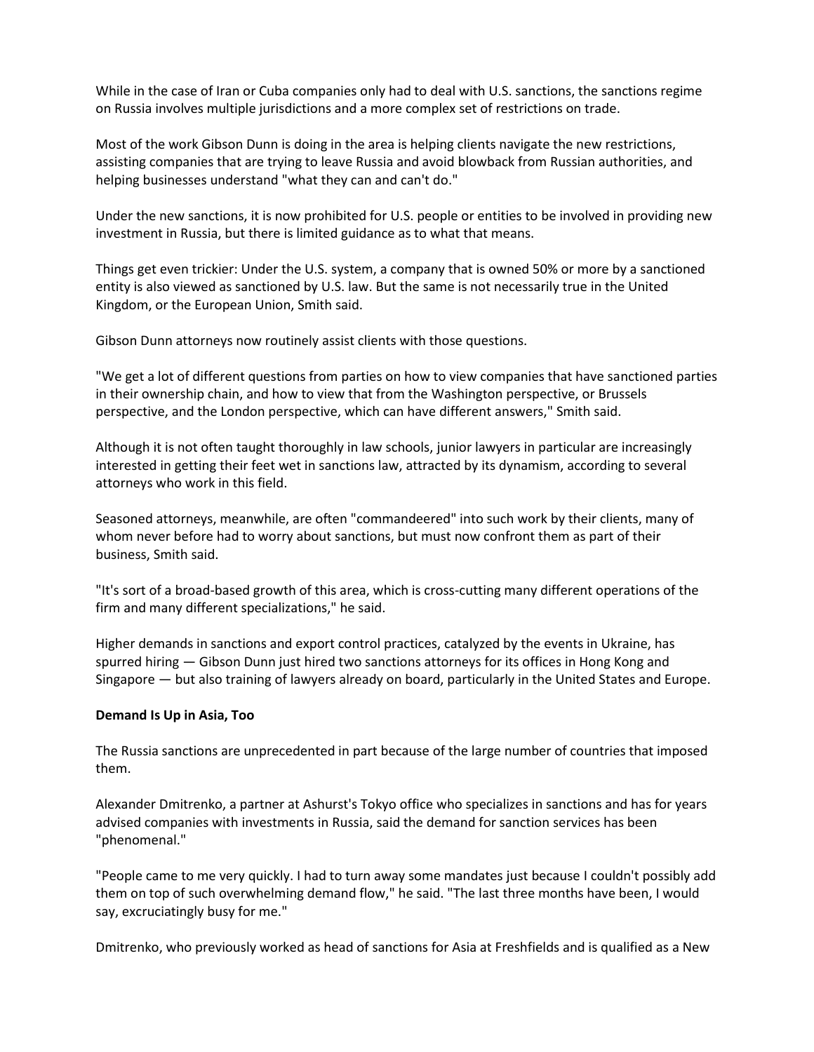While in the case of Iran or Cuba companies only had to deal with U.S. sanctions, the sanctions regime on Russia involves multiple jurisdictions and a more complex set of restrictions on trade.

Most of the work Gibson Dunn is doing in the area is helping clients navigate the new restrictions, assisting companies that are trying to leave Russia and avoid blowback from Russian authorities, and helping businesses understand "what they can and can't do."

Under the new sanctions, it is now prohibited for U.S. people or entities to be involved in providing new investment in Russia, but there is limited guidance as to what that means.

Things get even trickier: Under the U.S. system, a company that is owned 50% or more by a sanctioned entity is also viewed as sanctioned by U.S. law. But the same is not necessarily true in the United Kingdom, or the European Union, Smith said.

Gibson Dunn attorneys now routinely assist clients with those questions.

"We get a lot of different questions from parties on how to view companies that have sanctioned parties in their ownership chain, and how to view that from the Washington perspective, or Brussels perspective, and the London perspective, which can have different answers," Smith said.

Although it is not often taught thoroughly in law schools, junior lawyers in particular are increasingly interested in getting their feet wet in sanctions law, attracted by its dynamism, according to several attorneys who work in this field.

Seasoned attorneys, meanwhile, are often "commandeered" into such work by their clients, many of whom never before had to worry about sanctions, but must now confront them as part of their business, Smith said.

"It's sort of a broad-based growth of this area, which is cross-cutting many different operations of the firm and many different specializations," he said.

Higher demands in sanctions and export control practices, catalyzed by the events in Ukraine, has spurred hiring — Gibson Dunn just hired two sanctions attorneys for its offices in Hong Kong and Singapore — but also training of lawyers already on board, particularly in the United States and Europe.

**Demand Is Up in Asia, Too**

The Russia sanctions are unprecedented in part because of the large number of countries that imposed them.

Alexander Dmitrenko, a partner at Ashurst's Tokyo office who specializes in sanctions and has for years advised companies with investments in Russia, said the demand for sanction services has been "phenomenal."

"People came to me very quickly. I had to turn away some mandates just because I couldn't possibly add them on top of such overwhelming demand flow," he said. "The last three months have been, I would say, excruciatingly busy for me."

Dmitrenko, who previously worked as head of sanctions for Asia at Freshfields and is qualified as a New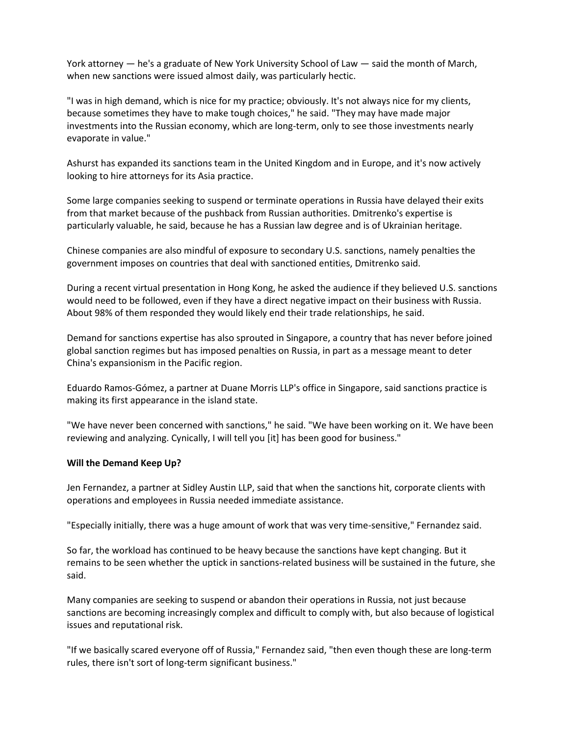York attorney — he's a graduate of New York University School of Law — said the month of March, when new sanctions were issued almost daily, was particularly hectic.

"I was in high demand, which is nice for my practice; obviously. It's not always nice for my clients, because sometimes they have to make tough choices," he said. "They may have made major investments into the Russian economy, which are long-term, only to see those investments nearly evaporate in value."

Ashurst has expanded its sanctions team in the United Kingdom and in Europe, and it's now actively looking to hire attorneys for its Asia practice.

Some large companies seeking to suspend or terminate operations in Russia have delayed their exits from that market because of the pushback from Russian authorities. Dmitrenko's expertise is particularly valuable, he said, because he has a Russian law degree and is of Ukrainian heritage.

Chinese companies are also mindful of exposure to secondary U.S. sanctions, namely penalties the government imposes on countries that deal with sanctioned entities, Dmitrenko said.

During a recent virtual presentation in Hong Kong, he asked the audience if they believed U.S. sanctions would need to be followed, even if they have a direct negative impact on their business with Russia. About 98% of them responded they would likely end their trade relationships, he said.

Demand for sanctions expertise has also sprouted in Singapore, a country that has never before joined global sanction regimes but has imposed penalties on Russia, in part as a message meant to deter China's expansionism in the Pacific region.

Eduardo Ramos-Gómez, a partner at Duane Morris LLP's office in Singapore, said sanctions practice is making its first appearance in the island state.

"We have never been concerned with sanctions," he said. "We have been working on it. We have been reviewing and analyzing. Cynically, I will tell you [it] has been good for business."

**Will the Demand Keep Up?**

Jen Fernandez, a partner at Sidley Austin LLP, said that when the sanctions hit, corporate clients with operations and employees in Russia needed immediate assistance.

"Especially initially, there was a huge amount of work that was very time-sensitive," Fernandez said.

So far, the workload has continued to be heavy because the sanctions have kept changing. But it remains to be seen whether the uptick in sanctions-related business will be sustained in the future, she said.

Many companies are seeking to suspend or abandon their operations in Russia, not just because sanctions are becoming increasingly complex and difficult to comply with, but also because of logistical issues and reputational risk.

"If we basically scared everyone off of Russia," Fernandez said, "then even though these are long-term rules, there isn't sort of long-term significant business."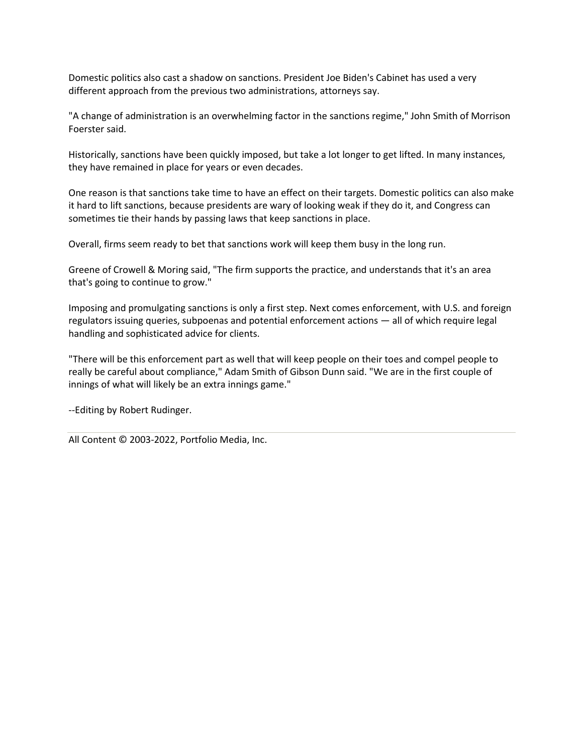Domestic politics also cast a shadow on sanctions. President Joe Biden's Cabinet has used a very different approach from the previous two administrations, attorneys say.

"A change of administration is an overwhelming factor in the sanctions regime," John Smith of Morrison Foerster said.

Historically, sanctions have been quickly imposed, but take a lot longer to get lifted. In many instances, they have remained in place for years or even decades.

One reason is that sanctions take time to have an effect on their targets. Domestic politics can also make it hard to lift sanctions, because presidents are wary of looking weak if they do it, and Congress can sometimes tie their hands by passing laws that keep sanctions in place.

Overall, firms seem ready to bet that sanctions work will keep them busy in the long run.

Greene of Crowell & Moring said, "The firm supports the practice, and understands that it's an area that's going to continue to grow."

Imposing and promulgating sanctions is only a first step. Next comes enforcement, with U.S. and foreign regulators issuing queries, subpoenas and potential enforcement actions — all of which require legal handling and sophisticated advice for clients.

"There will be this enforcement part as well that will keep people on their toes and compel people to really be careful about compliance," Adam Smith of Gibson Dunn said. "We are in the first couple of innings of what will likely be an extra innings game."

--Editing by Robert Rudinger.

---

All Content © 2003-2022, Portfolio Media, Inc.